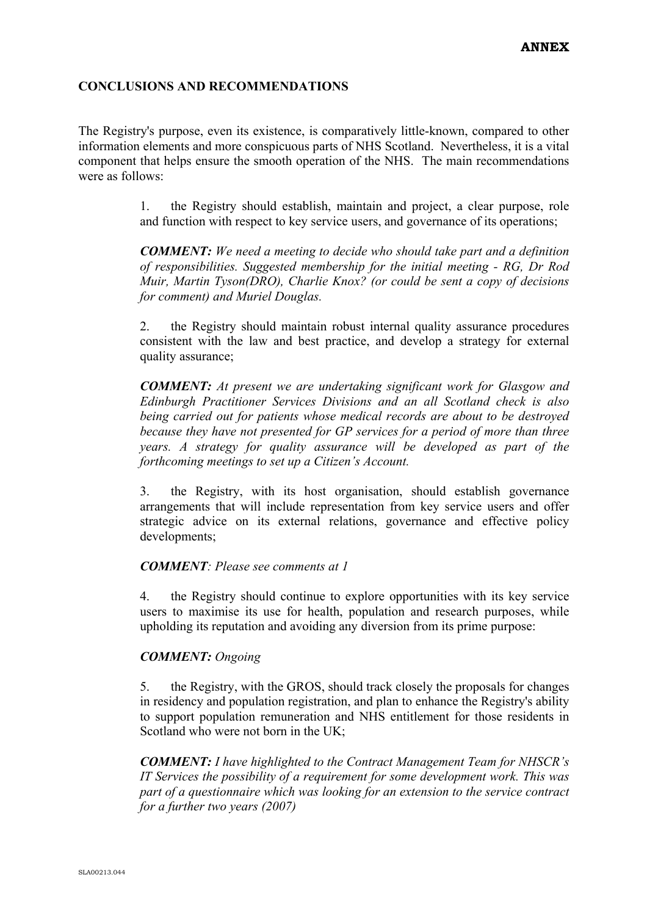**ANNEX**

**CONCLUSIONS AND RECOMMENDATIONS**

The Registry's purpose, even its existence, is comparatively little-known, compared to other information elements and more conspicuous parts of NHS Scotland. Nevertheless, it is a vital component that helps ensure the smooth operation of the NHS. The main recommendations were as follows:

1. the Registry should establish, maintain and project, a clear purpose, role and function with respect to key service users, and governance of its operations;

***COMMENT:*** *We need a meeting to decide who should take part and a definition of responsibilities. Suggested membership for the initial meeting - RG, Dr Rod Muir, Martin Tyson(DRO), Charlie Knox? (or could be sent a copy of decisions for comment) and Muriel Douglas.*

2. the Registry should maintain robust internal quality assurance procedures consistent with the law and best practice, and develop a strategy for external quality assurance;

***COMMENT:*** *At present we are undertaking significant work for Glasgow and Edinburgh Practitioner Services Divisions and an all Scotland check is also being carried out for patients whose medical records are about to be destroyed because they have not presented for GP services for a period of more than three years. A strategy for quality assurance will be developed as part of the forthcoming meetings to set up a Citizen's Account.*

3. the Registry, with its host organisation, should establish governance arrangements that will include representation from key service users and offer strategic advice on its external relations, governance and effective policy developments;

***COMMENT****: Please see comments at 1*

4. the Registry should continue to explore opportunities with its key service users to maximise its use for health, population and research purposes, while upholding its reputation and avoiding any diversion from its prime purpose:

***COMMENT:*** *Ongoing*

5. the Registry, with the GROS, should track closely the proposals for changes in residency and population registration, and plan to enhance the Registry's ability to support population remuneration and NHS entitlement for those residents in Scotland who were not born in the UK;

***COMMENT:*** *I have highlighted to the Contract Management Team for NHSCR's IT Services the possibility of a requirement for some development work. This was part of a questionnaire which was looking for an extension to the service contract for a further two years (2007)*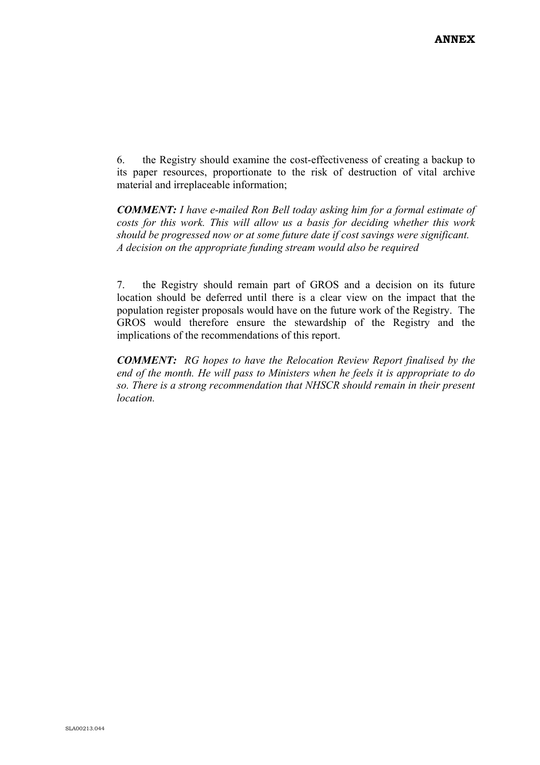**ANNEX**

6. the Registry should examine the cost-effectiveness of creating a backup to its paper resources, proportionate to the risk of destruction of vital archive material and irreplaceable information;

***COMMENT:*** *I have e-mailed Ron Bell today asking him for a formal estimate of costs for this work. This will allow us a basis for deciding whether this work should be progressed now or at some future date if cost savings were significant. A decision on the appropriate funding stream would also be required*

7. the Registry should remain part of GROS and a decision on its future location should be deferred until there is a clear view on the impact that the population register proposals would have on the future work of the Registry. The GROS would therefore ensure the stewardship of the Registry and the implications of the recommendations of this report.

***COMMENT:*** *RG hopes to have the Relocation Review Report finalised by the end of the month. He will pass to Ministers when he feels it is appropriate to do so. There is a strong recommendation that NHSCR should remain in their present location.*

SLA00213.044